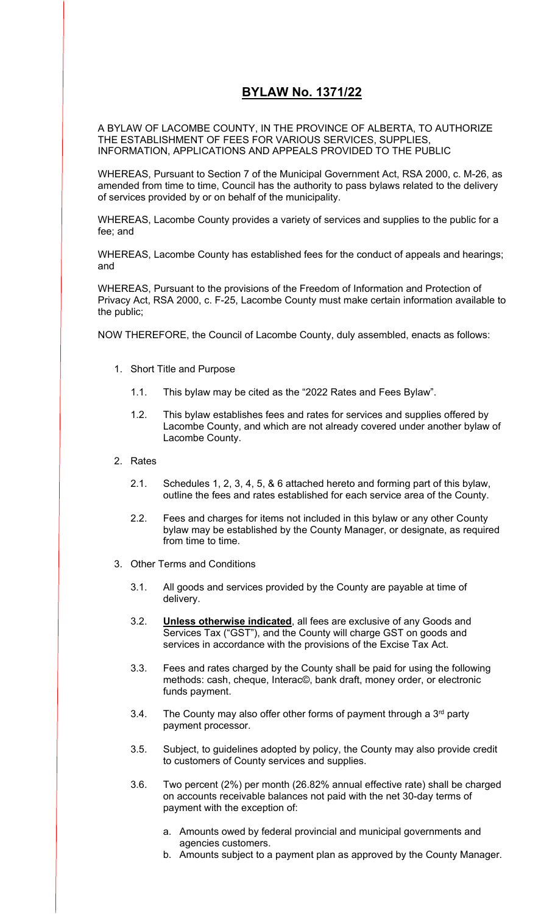# BYLAW No. 1371/22

A BYLAW OF LACOMBE COUNTY, IN THE PROVINCE OF ALBERTA, TO AUTHORIZE THE ESTABLISHMENT OF FEES FOR VARIOUS SERVICES, SUPPLIES, INFORMATION, APPLICATIONS AND APPEALS PROVIDED TO THE PUBLIC

WHEREAS, Pursuant to Section 7 of the Municipal Government Act, RSA 2000, c. M-26, as amended from time to time, Council has the authority to pass bylaws related to the delivery of services provided by or on behalf of the municipality.

WHEREAS, Lacombe County provides a variety of services and supplies to the public for a fee; and

WHEREAS, Lacombe County has established fees for the conduct of appeals and hearings; and

WHEREAS, Pursuant to the provisions of the Freedom of Information and Protection of Privacy Act, RSA 2000, c. F-25, Lacombe County must make certain information available to the public;

NOW THEREFORE, the Council of Lacombe County, duly assembled, enacts as follows:

1. Short Title and Purpose

   1.1. This bylaw may be cited as the "2022 Rates and Fees Bylaw".

   1.2. This bylaw establishes fees and rates for services and supplies offered by Lacombe County, and which are not already covered under another bylaw of Lacombe County.

2. Rates

   2.1. Schedules 1, 2, 3, 4, 5, & 6 attached hereto and forming part of this bylaw, outline the fees and rates established for each service area of the County.

   2.2. Fees and charges for items not included in this bylaw or any other County bylaw may be established by the County Manager, or designate, as required from time to time.

3. Other Terms and Conditions

   3.1. All goods and services provided by the County are payable at time of delivery.

   3.2. **Unless otherwise indicated**, all fees are exclusive of any Goods and Services Tax ("GST"), and the County will charge GST on goods and services in accordance with the provisions of the Excise Tax Act.

   3.3. Fees and rates charged by the County shall be paid for using the following methods: cash, cheque, Interac©, bank draft, money order, or electronic funds payment.

   3.4. The County may also offer other forms of payment through a 3rd party payment processor.

   3.5. Subject, to guidelines adopted by policy, the County may also provide credit to customers of County services and supplies.

   3.6. Two percent (2%) per month (26.82% annual effective rate) shall be charged on accounts receivable balances not paid with the net 30-day terms of payment with the exception of:

      a. Amounts owed by federal provincial and municipal governments and agencies customers.
      b. Amounts subject to a payment plan as approved by the County Manager.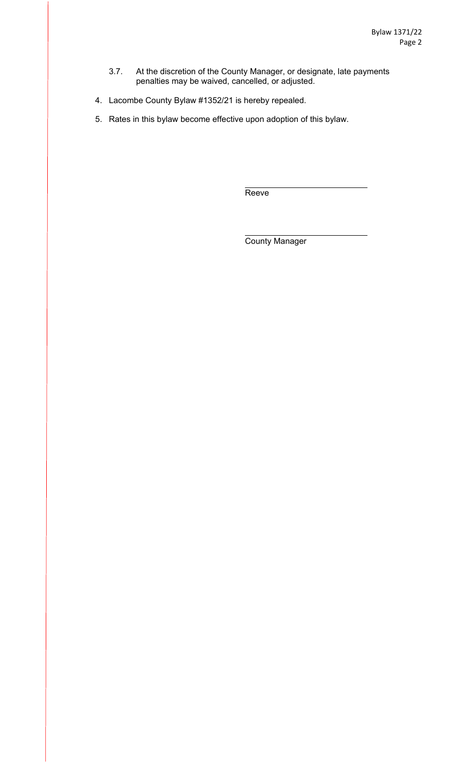3.7. At the discretion of the County Manager, or designate, late payments penalties may be waived, cancelled, or adjusted.

4. Lacombe County Bylaw #1352/21 is hereby repealed.

5. Rates in this bylaw become effective upon adoption of this bylaw.

\_\_\_\_\_\_\_\_\_\_\_\_\_\_\_\_\_\_\_\_\_\_\_\_\_\_\_\_

Reeve

\_\_\_\_\_\_\_\_\_\_\_\_\_\_\_\_\_\_\_\_\_\_\_\_\_\_\_\_

County Manager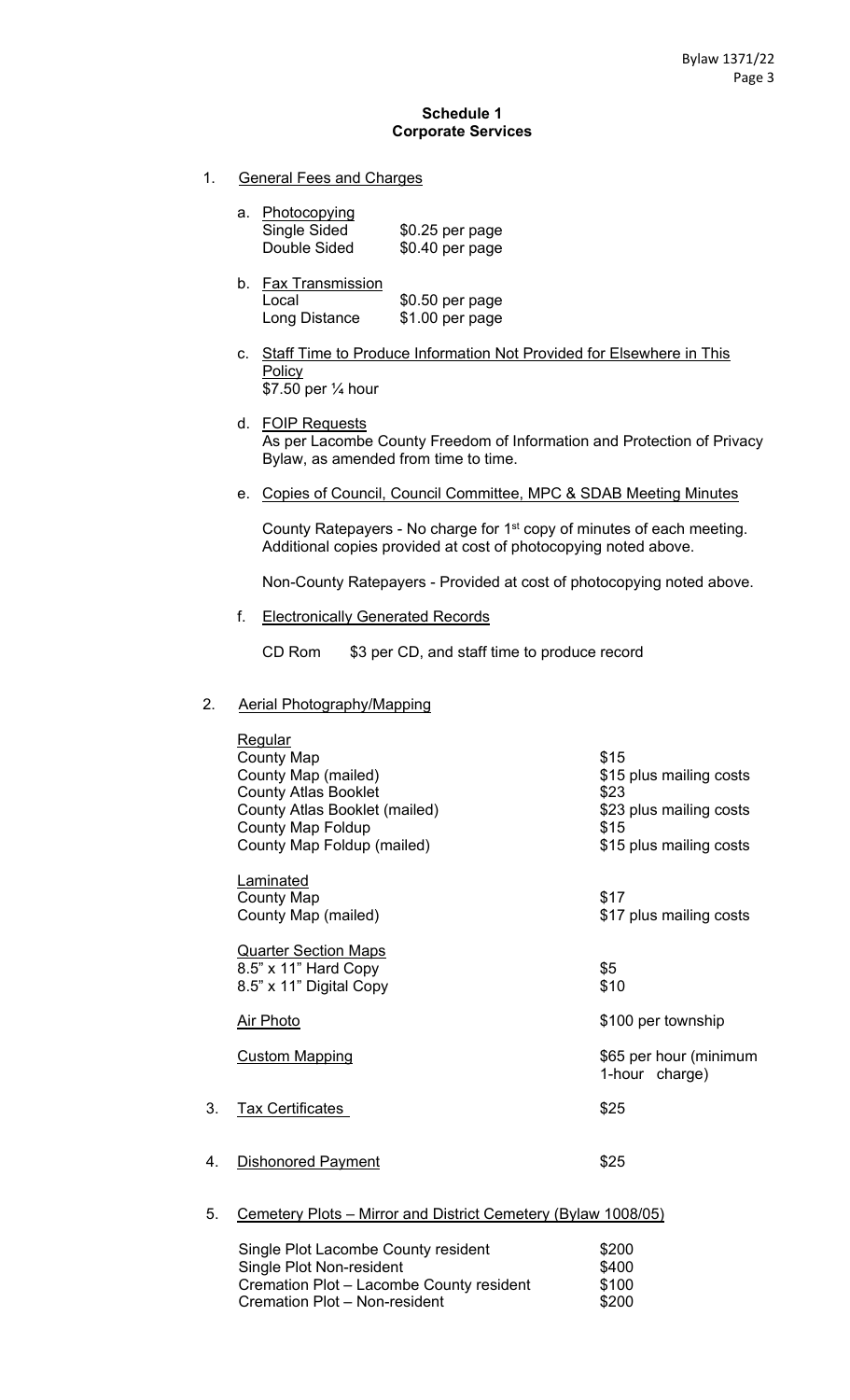**Schedule 1**
**Corporate Services**

1. General Fees and Charges

   a. Photocopying

   | | |
   |---|---|
   | Single Sided | $0.25 per page |
   | Double Sided | $0.40 per page |

   b. Fax Transmission

   | | |
   |---|---|
   | Local | $0.50 per page |
   | Long Distance | $1.00 per page |

   c. Staff Time to Produce Information Not Provided for Elsewhere in This Policy
   $7.50 per ¼ hour

   d. FOIP Requests
   As per Lacombe County Freedom of Information and Protection of Privacy Bylaw, as amended from time to time.

   e. Copies of Council, Council Committee, MPC & SDAB Meeting Minutes

   County Ratepayers - No charge for 1st copy of minutes of each meeting. Additional copies provided at cost of photocopying noted above.

   Non-County Ratepayers - Provided at cost of photocopying noted above.

   f. Electronically Generated Records

   CD Rom $3 per CD, and staff time to produce record

2. Aerial Photography/Mapping

| | |
|---|---|
| Regular | |
| County Map | $15 |
| County Map (mailed) | $15 plus mailing costs |
| County Atlas Booklet | $23 |
| County Atlas Booklet (mailed) | $23 plus mailing costs |
| County Map Foldup | $15 |
| County Map Foldup (mailed) | $15 plus mailing costs |
| Laminated | |
| County Map | $17 |
| County Map (mailed) | $17 plus mailing costs |
| Quarter Section Maps | |
| 8.5" x 11" Hard Copy | $5 |
| 8.5" x 11" Digital Copy | $10 |
| Air Photo | $100 per township |
| Custom Mapping | $65 per hour (minimum 1-hour charge) |

3. Tax Certificates $25

4. Dishonored Payment $25

5. Cemetery Plots – Mirror and District Cemetery (Bylaw 1008/05)

| | |
|---|---|
| Single Plot Lacombe County resident | $200 |
| Single Plot Non-resident | $400 |
| Cremation Plot – Lacombe County resident | $100 |
| Cremation Plot – Non-resident | $200 |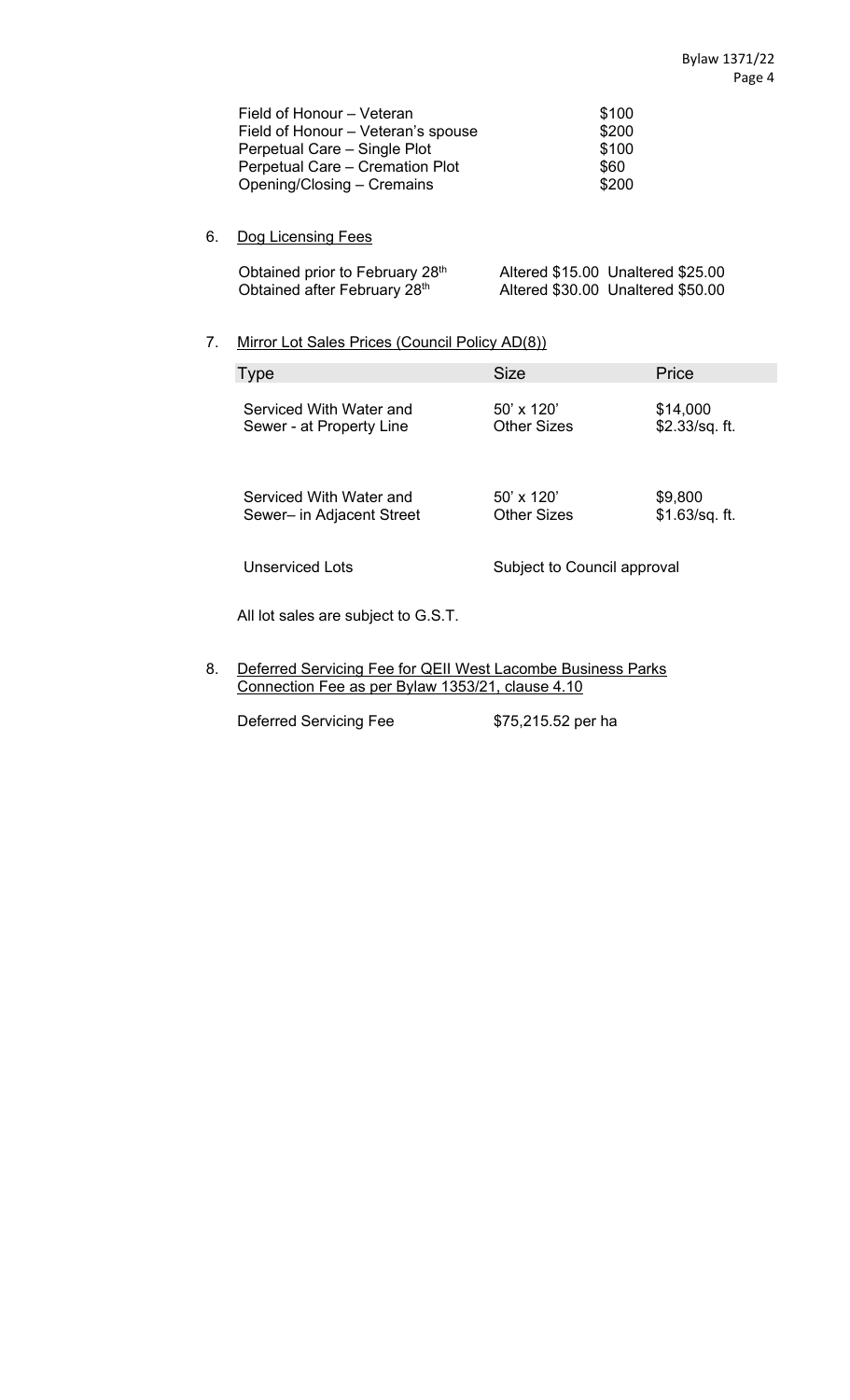| | |
|---|---|
| Field of Honour – Veteran | \$100 |
| Field of Honour – Veteran's spouse | \$200 |
| Perpetual Care – Single Plot | \$100 |
| Perpetual Care – Cremation Plot | \$60 |
| Opening/Closing – Cremains | \$200 |

6. Dog Licensing Fees

| | |
|---|---|
| Obtained prior to February 28th | Altered \$15.00 Unaltered \$25.00 |
| Obtained after February 28th | Altered \$30.00 Unaltered \$50.00 |

7. Mirror Lot Sales Prices (Council Policy AD(8))

| Type | Size | Price |
|---|---|---|
| Serviced With Water and Sewer - at Property Line | 50' x 120'<br>Other Sizes | \$14,000<br>\$2.33/sq. ft. |
| Serviced With Water and Sewer– in Adjacent Street | 50' x 120'<br>Other Sizes | \$9,800<br>\$1.63/sq. ft. |
| Unserviced Lots | Subject to Council approval | |

All lot sales are subject to G.S.T.

8. Deferred Servicing Fee for QEII West Lacombe Business Parks Connection Fee as per Bylaw 1353/21, clause 4.10

| | |
|---|---|
| Deferred Servicing Fee | \$75,215.52 per ha |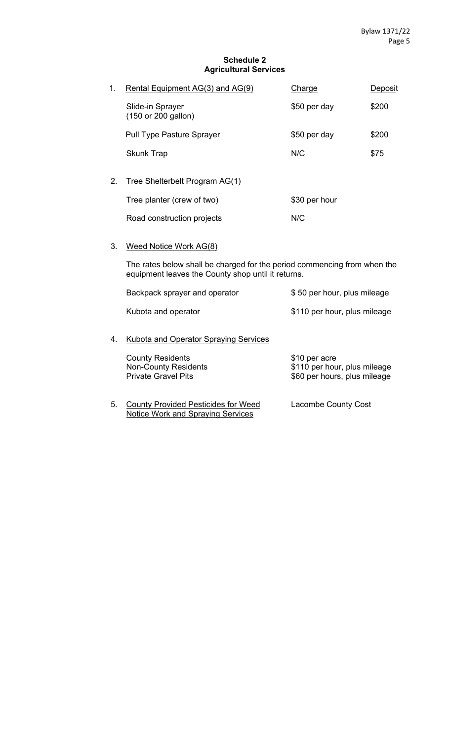**Schedule 2**
**Agricultural Services**

1. Rental Equipment AG(3) and AG(9)

| Item | Charge | Deposit |
| --- | --- | --- |
| Slide-in Sprayer (150 or 200 gallon) | $50 per day | $200 |
| Pull Type Pasture Sprayer | $50 per day | $200 |
| Skunk Trap | N/C | $75 |

2. Tree Shelterbelt Program AG(1)

| Item | Charge |
| --- | --- |
| Tree planter (crew of two) | $30 per hour |
| Road construction projects | N/C |

3. Weed Notice Work AG(8)

The rates below shall be charged for the period commencing from when the equipment leaves the County shop until it returns.

| Item | Charge |
| --- | --- |
| Backpack sprayer and operator | $ 50 per hour, plus mileage |
| Kubota and operator | $110 per hour, plus mileage |

4. Kubota and Operator Spraying Services

| Item | Charge |
| --- | --- |
| County Residents | $10 per acre |
| Non-County Residents | $110 per hour, plus mileage |
| Private Gravel Pits | $60 per hours, plus mileage |

5. County Provided Pesticides for Weed Notice Work and Spraying Services — Lacombe County Cost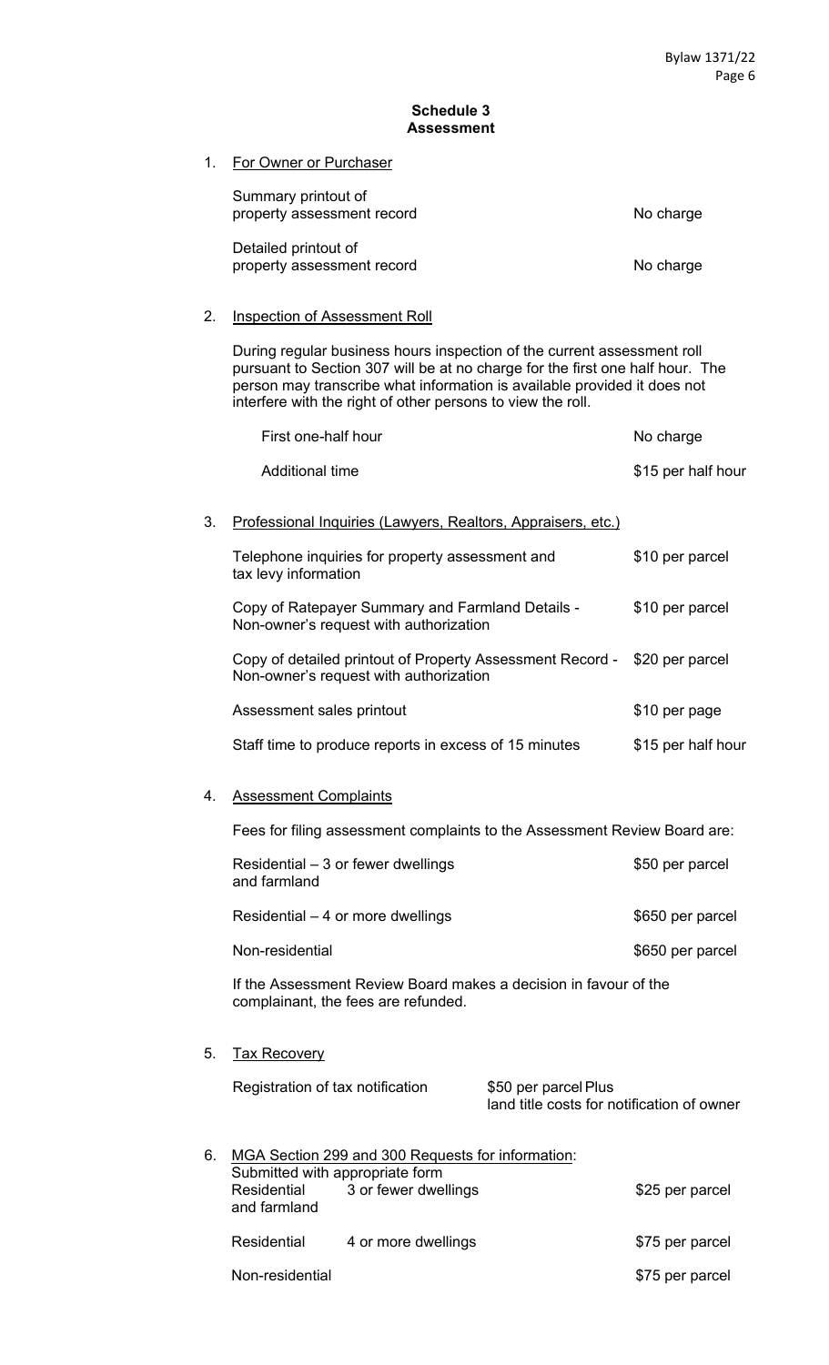## Schedule 3
## Assessment

1. For Owner or Purchaser

| | |
|---|---|
| Summary printout of property assessment record | No charge |
| Detailed printout of property assessment record | No charge |

2. Inspection of Assessment Roll

During regular business hours inspection of the current assessment roll pursuant to Section 307 will be at no charge for the first one half hour. The person may transcribe what information is available provided it does not interfere with the right of other persons to view the roll.

| | |
|---|---|
| First one-half hour | No charge |
| Additional time | $15 per half hour |

3. Professional Inquiries (Lawyers, Realtors, Appraisers, etc.)

| | |
|---|---|
| Telephone inquiries for property assessment and tax levy information | $10 per parcel |
| Copy of Ratepayer Summary and Farmland Details - Non-owner's request with authorization | $10 per parcel |
| Copy of detailed printout of Property Assessment Record - Non-owner's request with authorization | $20 per parcel |
| Assessment sales printout | $10 per page |
| Staff time to produce reports in excess of 15 minutes | $15 per half hour |

4. Assessment Complaints

Fees for filing assessment complaints to the Assessment Review Board are:

| | |
|---|---|
| Residential – 3 or fewer dwellings and farmland | $50 per parcel |
| Residential – 4 or more dwellings | $650 per parcel |
| Non-residential | $650 per parcel |

If the Assessment Review Board makes a decision in favour of the complainant, the fees are refunded.

5. Tax Recovery

| | |
|---|---|
| Registration of tax notification | $50 per parcel Plus land title costs for notification of owner |

6. MGA Section 299 and 300 Requests for information:
Submitted with appropriate form

| | | |
|---|---|---|
| Residential and farmland | 3 or fewer dwellings | $25 per parcel |
| Residential | 4 or more dwellings | $75 per parcel |
| Non-residential | | $75 per parcel |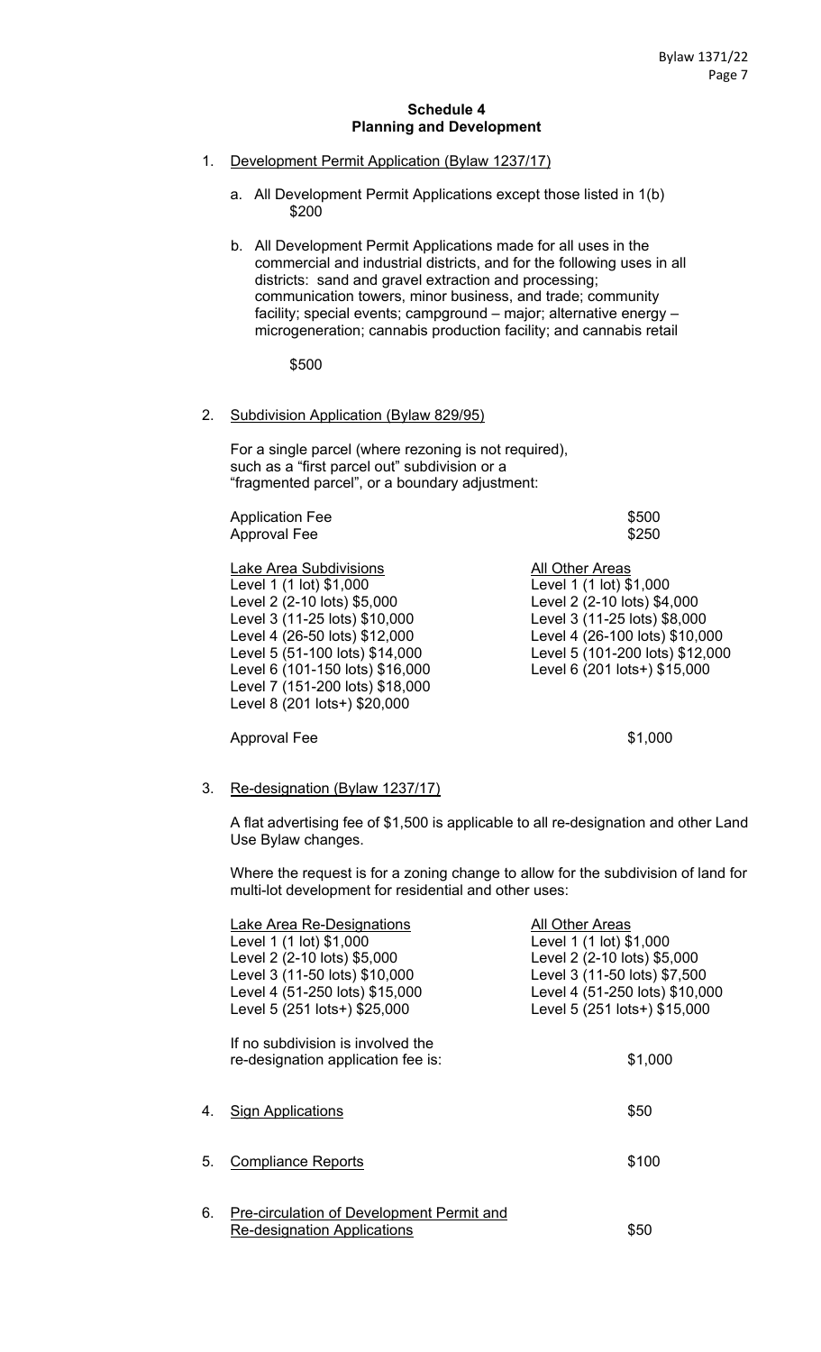**Schedule 4**
**Planning and Development**

1. Development Permit Application (Bylaw 1237/17)

   a. All Development Permit Applications except those listed in 1(b) $200

   b. All Development Permit Applications made for all uses in the commercial and industrial districts, and for the following uses in all districts: sand and gravel extraction and processing; communication towers, minor business, and trade; community facility; special events; campground – major; alternative energy – microgeneration; cannabis production facility; and cannabis retail

      $500

2. Subdivision Application (Bylaw 829/95)

   For a single parcel (where rezoning is not required), such as a "first parcel out" subdivision or a "fragmented parcel", or a boundary adjustment:

   | | |
   |---|---|
   | Application Fee | $500 |
   | Approval Fee | $250 |

   | Lake Area Subdivisions | All Other Areas |
   |---|---|
   | Level 1 (1 lot) $1,000 | Level 1 (1 lot) $1,000 |
   | Level 2 (2-10 lots) $5,000 | Level 2 (2-10 lots) $4,000 |
   | Level 3 (11-25 lots) $10,000 | Level 3 (11-25 lots) $8,000 |
   | Level 4 (26-50 lots) $12,000 | Level 4 (26-100 lots) $10,000 |
   | Level 5 (51-100 lots) $14,000 | Level 5 (101-200 lots) $12,000 |
   | Level 6 (101-150 lots) $16,000 | Level 6 (201 lots+) $15,000 |
   | Level 7 (151-200 lots) $18,000 | |
   | Level 8 (201 lots+) $20,000 | |

   Approval Fee $1,000

3. Re-designation (Bylaw 1237/17)

   A flat advertising fee of $1,500 is applicable to all re-designation and other Land Use Bylaw changes.

   Where the request is for a zoning change to allow for the subdivision of land for multi-lot development for residential and other uses:

   | Lake Area Re-Designations | All Other Areas |
   |---|---|
   | Level 1 (1 lot) $1,000 | Level 1 (1 lot) $1,000 |
   | Level 2 (2-10 lots) $5,000 | Level 2 (2-10 lots) $5,000 |
   | Level 3 (11-50 lots) $10,000 | Level 3 (11-50 lots) $7,500 |
   | Level 4 (51-250 lots) $15,000 | Level 4 (51-250 lots) $10,000 |
   | Level 5 (251 lots+) $25,000 | Level 5 (251 lots+) $15,000 |

   If no subdivision is involved the re-designation application fee is: $1,000

4. Sign Applications $50

5. Compliance Reports $100

6. Pre-circulation of Development Permit and Re-designation Applications $50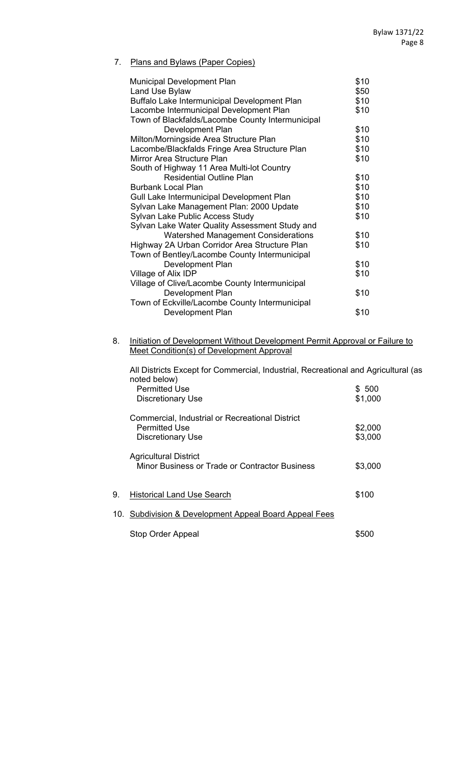7. Plans and Bylaws (Paper Copies)

| | |
|---|---|
| Municipal Development Plan | $10 |
| Land Use Bylaw | $50 |
| Buffalo Lake Intermunicipal Development Plan | $10 |
| Lacombe Intermunicipal Development Plan | $10 |
| Town of Blackfalds/Lacombe County Intermunicipal Development Plan | $10 |
| Milton/Morningside Area Structure Plan | $10 |
| Lacombe/Blackfalds Fringe Area Structure Plan | $10 |
| Mirror Area Structure Plan | $10 |
| South of Highway 11 Area Multi-lot Country Residential Outline Plan | $10 |
| Burbank Local Plan | $10 |
| Gull Lake Intermunicipal Development Plan | $10 |
| Sylvan Lake Management Plan: 2000 Update | $10 |
| Sylvan Lake Public Access Study | $10 |
| Sylvan Lake Water Quality Assessment Study and Watershed Management Considerations | $10 |
| Highway 2A Urban Corridor Area Structure Plan | $10 |
| Town of Bentley/Lacombe County Intermunicipal Development Plan | $10 |
| Village of Alix IDP | $10 |
| Village of Clive/Lacombe County Intermunicipal Development Plan | $10 |
| Town of Eckville/Lacombe County Intermunicipal Development Plan | $10 |

8. Initiation of Development Without Development Permit Approval or Failure to Meet Condition(s) of Development Approval

All Districts Except for Commercial, Industrial, Recreational and Agricultural (as noted below)

| | |
|---|---|
| Permitted Use | $ 500 |
| Discretionary Use | $1,000 |

Commercial, Industrial or Recreational District

| | |
|---|---|
| Permitted Use | $2,000 |
| Discretionary Use | $3,000 |

Agricultural District

| | |
|---|---|
| Minor Business or Trade or Contractor Business | $3,000 |

9. Historical Land Use Search — $100

10. Subdivision & Development Appeal Board Appeal Fees

| | |
|---|---|
| Stop Order Appeal | $500 |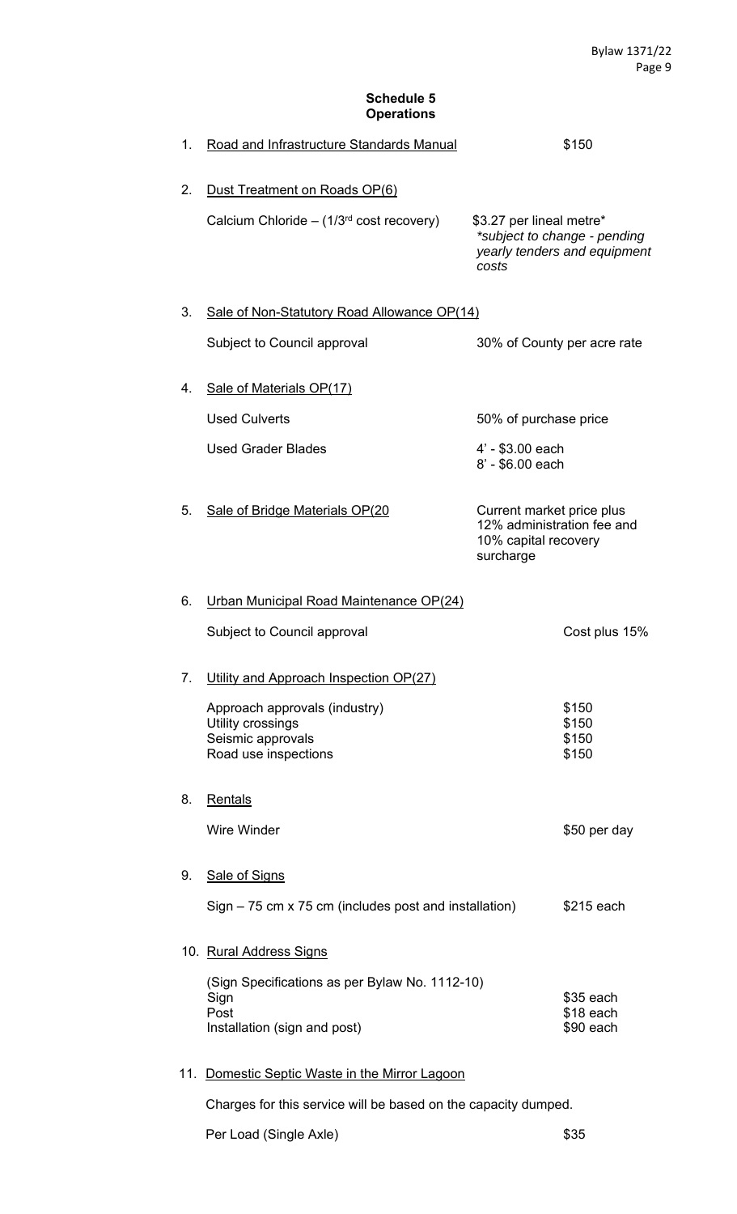## Schedule 5
## Operations

1. <u>Road and Infrastructure Standards Manual</u> — $150

2. <u>Dust Treatment on Roads OP(6)</u>

   Calcium Chloride – (1/3rd cost recovery) — $3.27 per lineal metre* *\*subject to change - pending yearly tenders and equipment costs*

3. <u>Sale of Non-Statutory Road Allowance OP(14)</u>

   Subject to Council approval — 30% of County per acre rate

4. <u>Sale of Materials OP(17)</u>

   Used Culverts — 50% of purchase price

   Used Grader Blades — 4' - $3.00 each; 8' - $6.00 each

5. <u>Sale of Bridge Materials OP(20</u> — Current market price plus 12% administration fee and 10% capital recovery surcharge

6. <u>Urban Municipal Road Maintenance OP(24)</u>

   Subject to Council approval — Cost plus 15%

7. <u>Utility and Approach Inspection OP(27)</u>

   | | |
   |---|---|
   | Approach approvals (industry) | $150 |
   | Utility crossings | $150 |
   | Seismic approvals | $150 |
   | Road use inspections | $150 |

8. <u>Rentals</u>

   Wire Winder — $50 per day

9. <u>Sale of Signs</u>

   Sign – 75 cm x 75 cm (includes post and installation) — $215 each

10. <u>Rural Address Signs</u>

    (Sign Specifications as per Bylaw No. 1112-10)

    | | |
    |---|---|
    | Sign | $35 each |
    | Post | $18 each |
    | Installation (sign and post) | $90 each |

11. <u>Domestic Septic Waste in the Mirror Lagoon</u>

    Charges for this service will be based on the capacity dumped.

    Per Load (Single Axle) — $35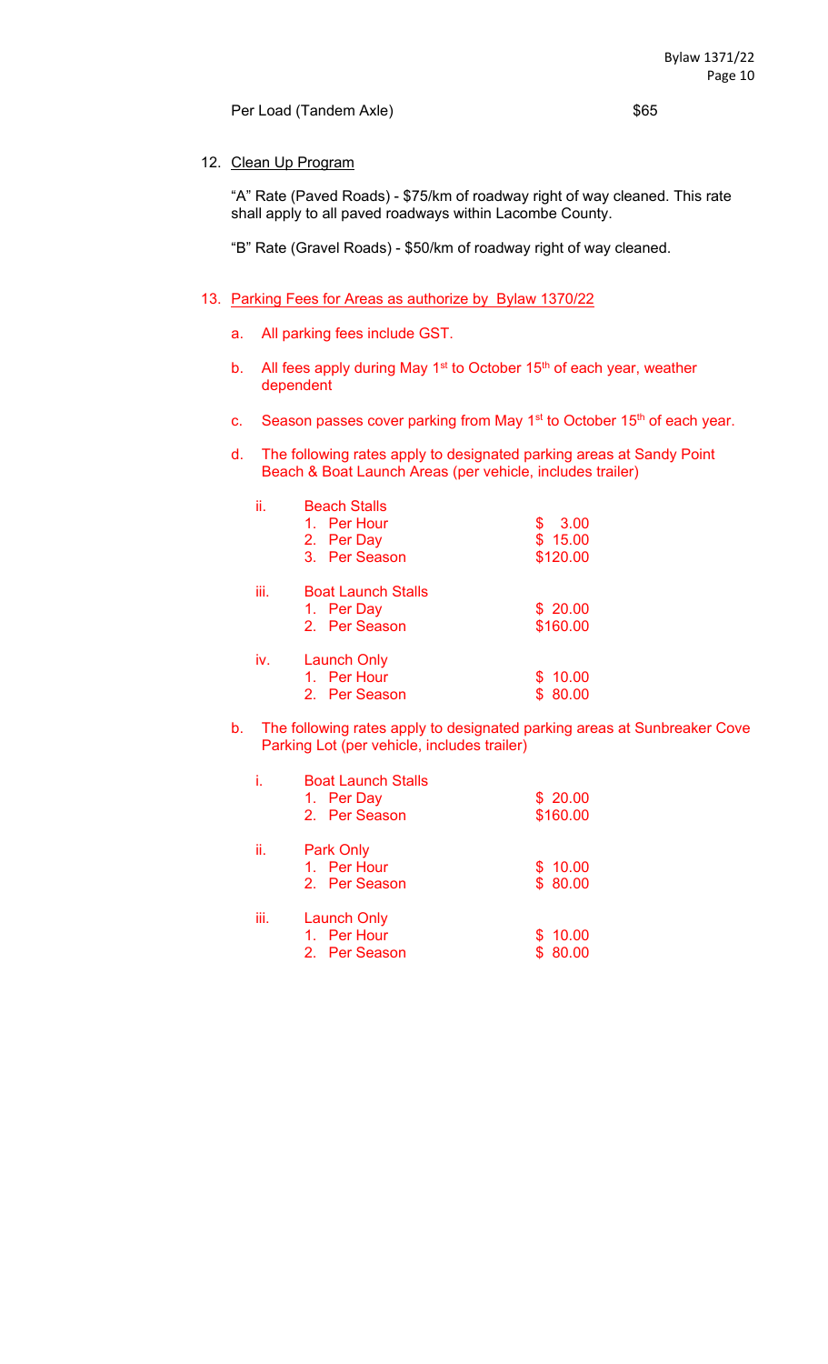Per Load (Tandem Axle) $65

12. Clean Up Program

    "A" Rate (Paved Roads) - $75/km of roadway right of way cleaned. This rate shall apply to all paved roadways within Lacombe County.

    "B" Rate (Gravel Roads) - $50/km of roadway right of way cleaned.

13. Parking Fees for Areas as authorize by Bylaw 1370/22

    a. All parking fees include GST.

    b. All fees apply during May 1st to October 15th of each year, weather dependent

    c. Season passes cover parking from May 1st to October 15th of each year.

    d. The following rates apply to designated parking areas at Sandy Point Beach & Boat Launch Areas (per vehicle, includes trailer)

       ii. Beach Stalls
          1. Per Hour $ 3.00
          2. Per Day $ 15.00
          3. Per Season $120.00

       iii. Boat Launch Stalls
          1. Per Day $ 20.00
          2. Per Season $160.00

       iv. Launch Only
          1. Per Hour $ 10.00
          2. Per Season $ 80.00

    b. The following rates apply to designated parking areas at Sunbreaker Cove Parking Lot (per vehicle, includes trailer)

       i. Boat Launch Stalls
          1. Per Day $ 20.00
          2. Per Season $160.00

       ii. Park Only
          1. Per Hour $ 10.00
          2. Per Season $ 80.00

       iii. Launch Only
          1. Per Hour $ 10.00
          2. Per Season $ 80.00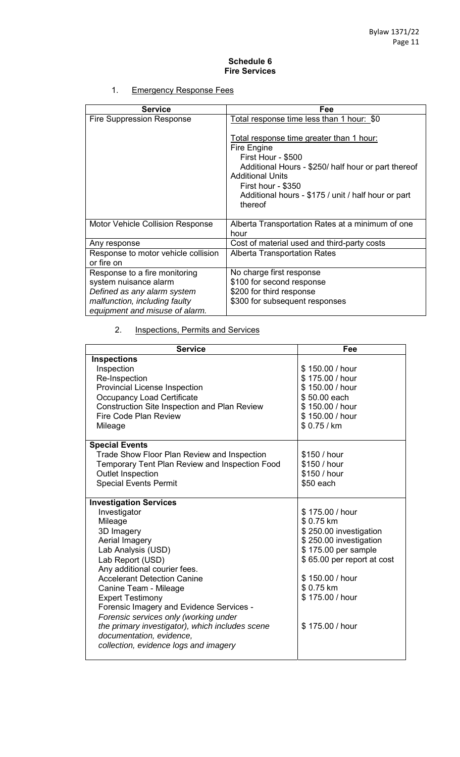## Schedule 6
## Fire Services

1. Emergency Response Fees

| Service | Fee |
|---|---|
| Fire Suppression Response | Total response time less than 1 hour: $0<br><br>Total response time greater than 1 hour:<br>Fire Engine<br>First Hour - $500<br>Additional Hours - $250/ half hour or part thereof<br>Additional Units<br>First hour - $350<br>Additional hours - $175 / unit / half hour or part thereof |
| Motor Vehicle Collision Response | Alberta Transportation Rates at a minimum of one hour |
| Any response | Cost of material used and third-party costs |
| Response to motor vehicle collision or fire on | Alberta Transportation Rates |
| Response to a fire monitoring system nuisance alarm<br>*Defined as any alarm system malfunction, including faulty equipment and misuse of alarm.* | No charge first response<br>$100 for second response<br>$200 for third response<br>$300 for subsequent responses |

2. Inspections, Permits and Services

| Service | Fee |
|---|---|
| **Inspections** | |
| Inspection | $ 150.00 / hour |
| Re-Inspection | $ 175.00 / hour |
| Provincial License Inspection | $ 150.00 / hour |
| Occupancy Load Certificate | $ 50.00 each |
| Construction Site Inspection and Plan Review | $ 150.00 / hour |
| Fire Code Plan Review | $ 150.00 / hour |
| Mileage | $ 0.75 / km |
| **Special Events** | |
| Trade Show Floor Plan Review and Inspection | $150 / hour |
| Temporary Tent Plan Review and Inspection Food | $150 / hour |
| Outlet Inspection | $150 / hour |
| Special Events Permit | $50 each |
| **Investigation Services** | |
| Investigator | $ 175.00 / hour |
| Mileage | $ 0.75 km |
| 3D Imagery | $ 250.00 investigation |
| Aerial Imagery | $ 250.00 investigation |
| Lab Analysis (USD) | $ 175.00 per sample |
| Lab Report (USD) | $ 65.00 per report at cost |
| Any additional courier fees. | |
| Accelerant Detection Canine | $ 150.00 / hour |
| Canine Team - Mileage | $ 0.75 km |
| Expert Testimony | $ 175.00 / hour |
| Forensic Imagery and Evidence Services - *Forensic services only (working under the primary investigator), which includes scene documentation, evidence, collection, evidence logs and imagery* | $ 175.00 / hour |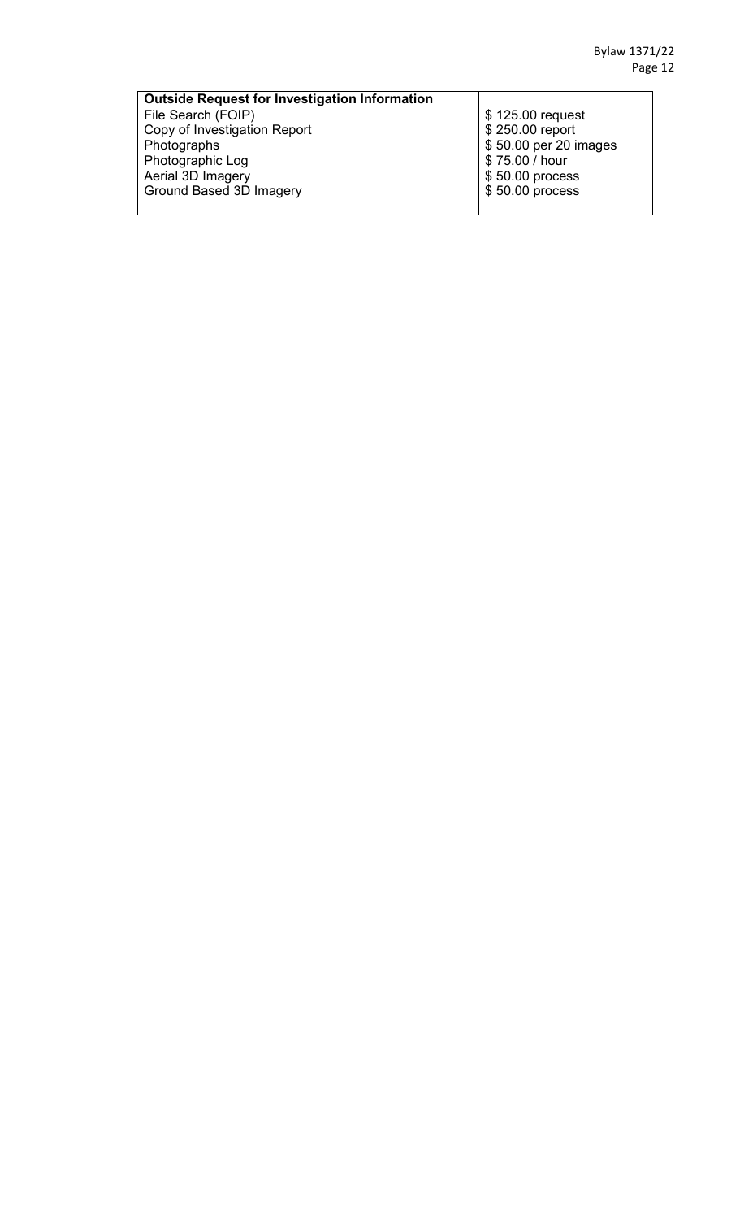| | |
|---|---|
| **Outside Request for Investigation Information** | |
| File Search (FOIP) | $ 125.00 request |
| Copy of Investigation Report | $ 250.00 report |
| Photographs | $ 50.00 per 20 images |
| Photographic Log | $ 75.00 / hour |
| Aerial 3D Imagery | $ 50.00 process |
| Ground Based 3D Imagery | $ 50.00 process |